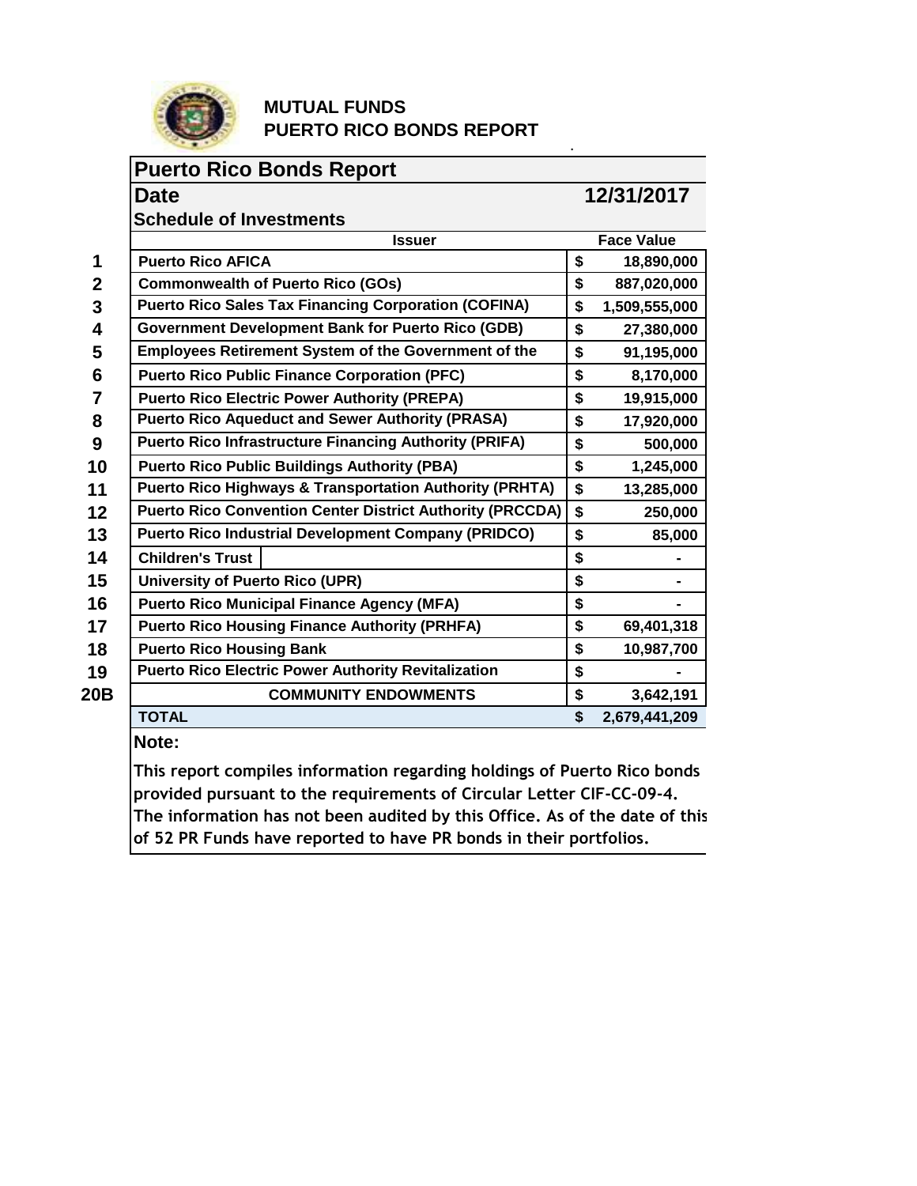## MUTUAL FUNDS
## PUERTO RICO BONDS REPORT

# Puerto Rico Bonds Report

**Date** **12/31/2017**

### Schedule of Investments

| | Issuer | Face Value |
|---|---|---|
| 1 | Puerto Rico AFICA | $ 18,890,000 |
| 2 | Commonwealth of Puerto Rico (GOs) | $ 887,020,000 |
| 3 | Puerto Rico Sales Tax Financing Corporation (COFINA) | $ 1,509,555,000 |
| 4 | Government Development Bank for Puerto Rico (GDB) | $ 27,380,000 |
| 5 | Employees Retirement System of the Government of the | $ 91,195,000 |
| 6 | Puerto Rico Public Finance Corporation (PFC) | $ 8,170,000 |
| 7 | Puerto Rico Electric Power Authority (PREPA) | $ 19,915,000 |
| 8 | Puerto Rico Aqueduct and Sewer Authority (PRASA) | $ 17,920,000 |
| 9 | Puerto Rico Infrastructure Financing Authority (PRIFA) | $ 500,000 |
| 10 | Puerto Rico Public Buildings Authority (PBA) | $ 1,245,000 |
| 11 | Puerto Rico Highways & Transportation Authority (PRHTA) | $ 13,285,000 |
| 12 | Puerto Rico Convention Center District Authority (PRCCDA) | $ 250,000 |
| 13 | Puerto Rico Industrial Development Company (PRIDCO) | $ 85,000 |
| 14 | Children's Trust | $ - |
| 15 | University of Puerto Rico (UPR) | $ - |
| 16 | Puerto Rico Municipal Finance Agency (MFA) | $ - |
| 17 | Puerto Rico Housing Finance Authority (PRHFA) | $ 69,401,318 |
| 18 | Puerto Rico Housing Bank | $ 10,987,700 |
| 19 | Puerto Rico Electric Power Authority Revitalization | $ - |
| 20B | COMMUNITY ENDOWMENTS | $ 3,642,191 |
| | **TOTAL** | **$ 2,679,441,209** |

**Note:**

**This report compiles information regarding holdings of Puerto Rico bonds provided pursuant to the requirements of Circular Letter CIF-CC-09-4. The information has not been audited by this Office. As of the date of this of 52 PR Funds have reported to have PR bonds in their portfolios.**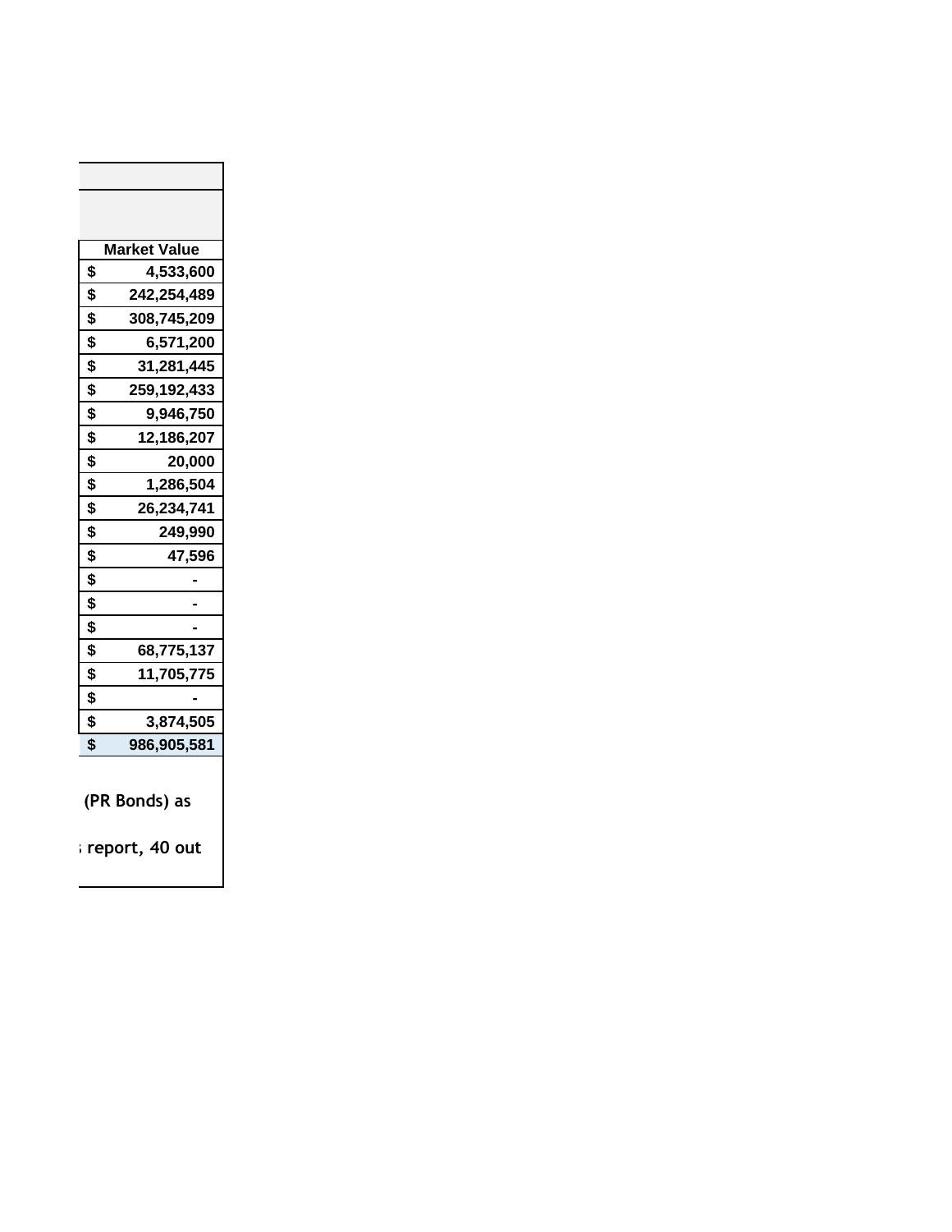| | |
|---|---|
| | Market Value |
| $ | 4,533,600 |
| $ | 242,254,489 |
| $ | 308,745,209 |
| $ | 6,571,200 |
| $ | 31,281,445 |
| $ | 259,192,433 |
| $ | 9,946,750 |
| $ | 12,186,207 |
| $ | 20,000 |
| $ | 1,286,504 |
| $ | 26,234,741 |
| $ | 249,990 |
| $ | 47,596 |
| $ | - |
| $ | - |
| $ | - |
| $ | 68,775,137 |
| $ | 11,705,775 |
| $ | - |
| $ | 3,874,505 |
| $ | 986,905,581 |

(PR Bonds) as

report, 40 out